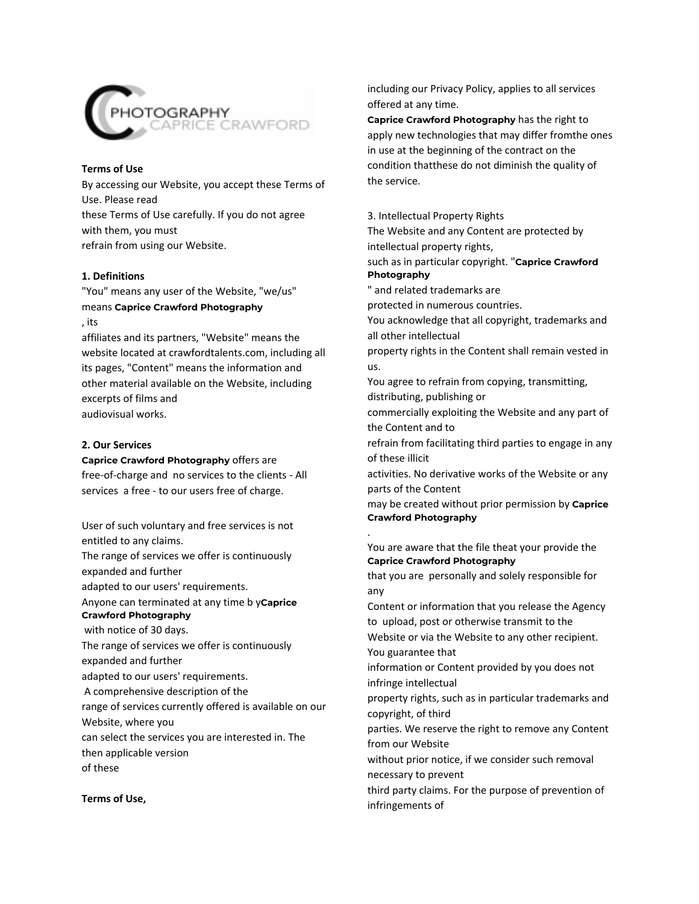PHOTOGRAPHY CAPRICE CRAWFORD

**Terms of Use**

By accessing our Website, you accept these Terms of Use. Please read these Terms of Use carefully. If you do not agree with them, you must refrain from using our Website.

**1. Definitions**

"You" means any user of the Website, "we/us" means **Caprice Crawford Photography**, its affiliates and its partners, "Website" means the website located at crawfordtalents.com, including all its pages, "Content" means the information and other material available on the Website, including excerpts of films and audiovisual works.

**2. Our Services**

**Caprice Crawford Photography** offers are free-of-charge and no services to the clients - All services a free - to our users free of charge.

User of such voluntary and free services is not entitled to any claims.
The range of services we offer is continuously expanded and further adapted to our users' requirements.
Anyone can terminated at any time b y**Caprice Crawford Photography** with notice of 30 days.
The range of services we offer is continuously expanded and further adapted to our users' requirements.
A comprehensive description of the range of services currently offered is available on our Website, where you can select the services you are interested in. The then applicable version of these

**Terms of Use,**

including our Privacy Policy, applies to all services offered at any time.
**Caprice Crawford Photography** has the right to apply new technologies that may differ fromthe ones in use at the beginning of the contract on the condition thatthese do not diminish the quality of the service.

3. Intellectual Property Rights

The Website and any Content are protected by intellectual property rights, such as in particular copyright. "**Caprice Crawford Photography**" and related trademarks are protected in numerous countries.
You acknowledge that all copyright, trademarks and all other intellectual property rights in the Content shall remain vested in us.
You agree to refrain from copying, transmitting, distributing, publishing or commercially exploiting the Website and any part of the Content and to refrain from facilitating third parties to engage in any of these illicit activities. No derivative works of the Website or any parts of the Content may be created without prior permission by **Caprice Crawford Photography**.
You are aware that the file theat your provide the **Caprice Crawford Photography** that you are personally and solely responsible for any Content or information that you release the Agency to upload, post or otherwise transmit to the Website or via the Website to any other recipient. You guarantee that information or Content provided by you does not infringe intellectual property rights, such as in particular trademarks and copyright, of third parties. We reserve the right to remove any Content from our Website without prior notice, if we consider such removal necessary to prevent third party claims. For the purpose of prevention of infringements of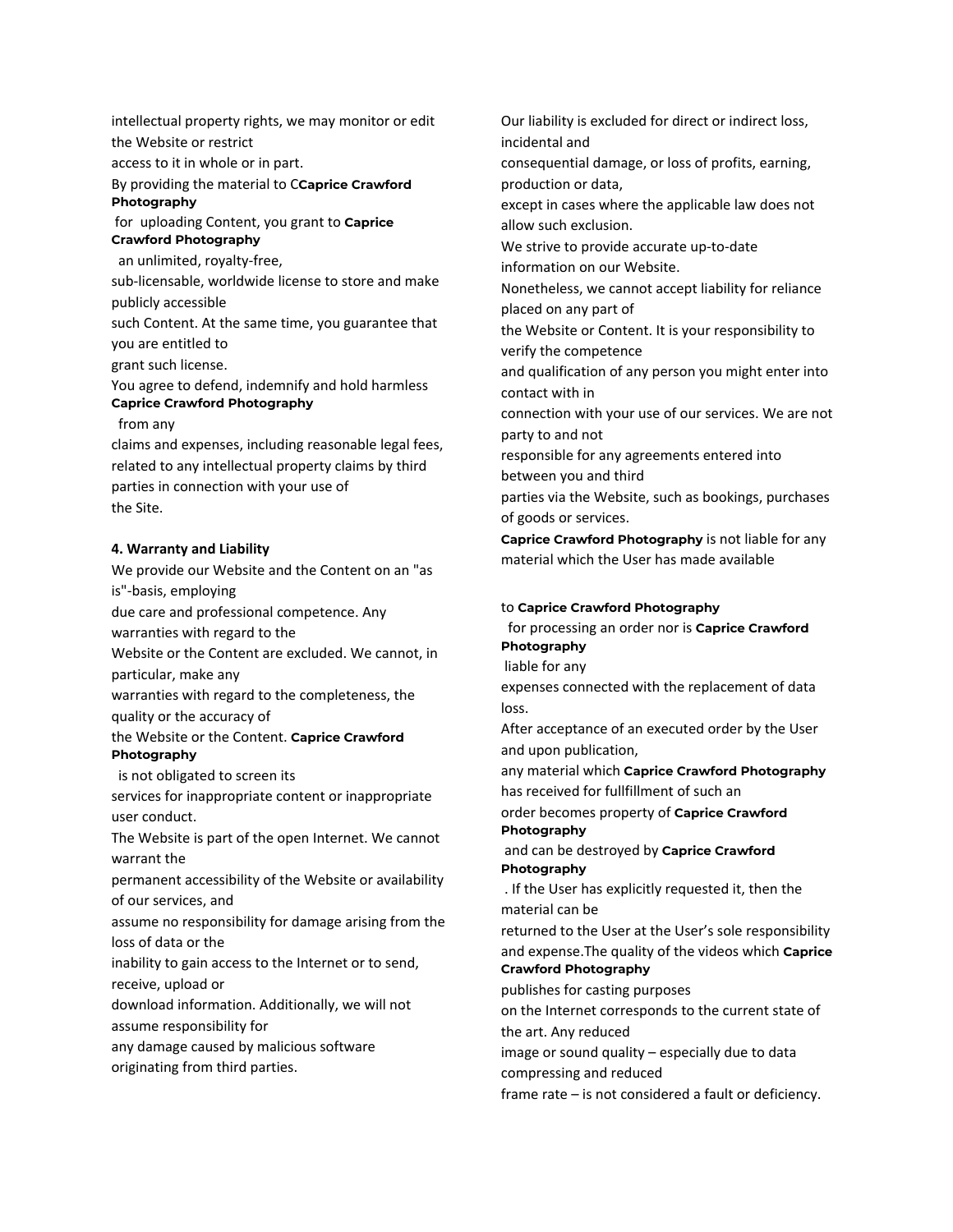intellectual property rights, we may monitor or edit the Website or restrict access to it in whole or in part.
By providing the material to C**Caprice Crawford Photography** for uploading Content, you grant to **Caprice Crawford Photography** an unlimited, royalty-free, sub-licensable, worldwide license to store and make publicly accessible such Content. At the same time, you guarantee that you are entitled to grant such license.
You agree to defend, indemnify and hold harmless **Caprice Crawford Photography** from any claims and expenses, including reasonable legal fees, related to any intellectual property claims by third parties in connection with your use of the Site.

**4. Warranty and Liability**

We provide our Website and the Content on an "as is"-basis, employing due care and professional competence. Any warranties with regard to the Website or the Content are excluded. We cannot, in particular, make any warranties with regard to the completeness, the quality or the accuracy of the Website or the Content. **Caprice Crawford Photography** is not obligated to screen its services for inappropriate content or inappropriate user conduct.
The Website is part of the open Internet. We cannot warrant the permanent accessibility of the Website or availability of our services, and assume no responsibility for damage arising from the loss of data or the inability to gain access to the Internet or to send, receive, upload or download information. Additionally, we will not assume responsibility for any damage caused by malicious software originating from third parties.
Our liability is excluded for direct or indirect loss, incidental and consequential damage, or loss of profits, earning, production or data, except in cases where the applicable law does not allow such exclusion.
We strive to provide accurate up-to-date information on our Website.
Nonetheless, we cannot accept liability for reliance placed on any part of the Website or Content. It is your responsibility to verify the competence and qualification of any person you might enter into contact with in connection with your use of our services. We are not party to and not responsible for any agreements entered into between you and third parties via the Website, such as bookings, purchases of goods or services.
**Caprice Crawford Photography** is not liable for any material which the User has made available

to **Caprice Crawford Photography** for processing an order nor is **Caprice Crawford Photography** liable for any expenses connected with the replacement of data loss.
After acceptance of an executed order by the User and upon publication, any material which **Caprice Crawford Photography** has received for fullfillment of such an order becomes property of **Caprice Crawford Photography** and can be destroyed by **Caprice Crawford Photography**. If the User has explicitly requested it, then the material can be returned to the User at the User's sole responsibility and expense.The quality of the videos which **Caprice Crawford Photography** publishes for casting purposes on the Internet corresponds to the current state of the art. Any reduced image or sound quality – especially due to data compressing and reduced frame rate – is not considered a fault or deficiency.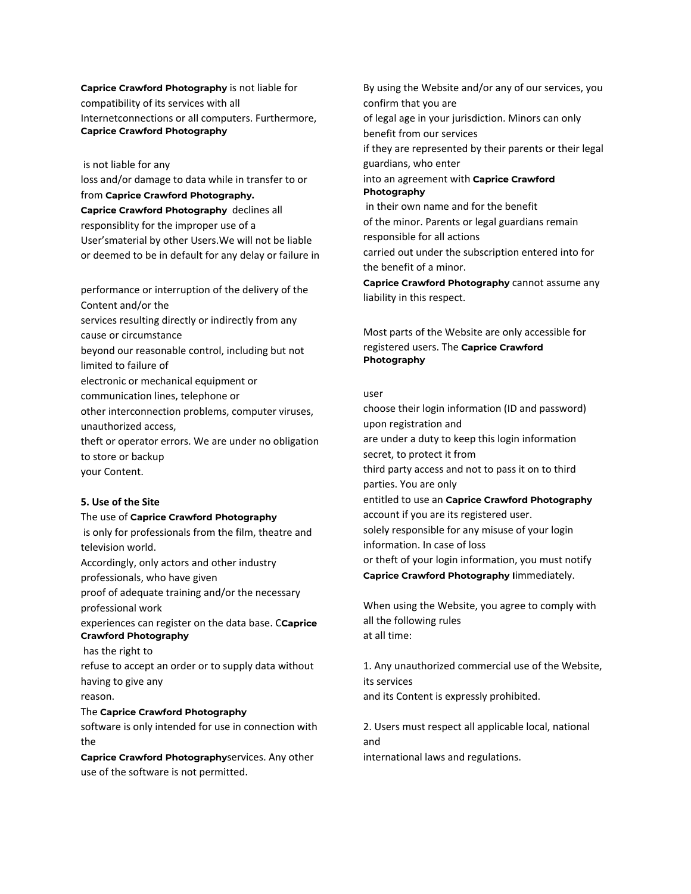**Caprice Crawford Photography** is not liable for compatibility of its services with all Internetconnections or all computers. Furthermore, **Caprice Crawford Photography**

is not liable for any loss and/or damage to data while in transfer to or from **Caprice Crawford Photography.** **Caprice Crawford Photography** declines all responsiblity for the improper use of a User'smaterial by other Users.We will not be liable or deemed to be in default for any delay or failure in

performance or interruption of the delivery of the Content and/or the services resulting directly or indirectly from any cause or circumstance beyond our reasonable control, including but not limited to failure of electronic or mechanical equipment or communication lines, telephone or other interconnection problems, computer viruses, unauthorized access, theft or operator errors. We are under no obligation to store or backup your Content.

**5. Use of the Site**

The use of **Caprice Crawford Photography** is only for professionals from the film, theatre and television world. Accordingly, only actors and other industry professionals, who have given proof of adequate training and/or the necessary professional work experiences can register on the data base. C**Caprice Crawford Photography** has the right to refuse to accept an order or to supply data without having to give any reason.

The **Caprice Crawford Photography** software is only intended for use in connection with the **Caprice Crawford Photography**services. Any other use of the software is not permitted.

By using the Website and/or any of our services, you confirm that you are of legal age in your jurisdiction. Minors can only benefit from our services if they are represented by their parents or their legal guardians, who enter into an agreement with **Caprice Crawford Photography** in their own name and for the benefit of the minor. Parents or legal guardians remain responsible for all actions carried out under the subscription entered into for the benefit of a minor. **Caprice Crawford Photography** cannot assume any liability in this respect.

Most parts of the Website are only accessible for registered users. The **Caprice Crawford Photography**

user choose their login information (ID and password) upon registration and are under a duty to keep this login information secret, to protect it from third party access and not to pass it on to third parties. You are only entitled to use an **Caprice Crawford Photography** account if you are its registered user. solely responsible for any misuse of your login information. In case of loss or theft of your login information, you must notify **Caprice Crawford Photography I**immediately.

When using the Website, you agree to comply with all the following rules at all time:

1. Any unauthorized commercial use of the Website, its services and its Content is expressly prohibited.

2. Users must respect all applicable local, national and international laws and regulations.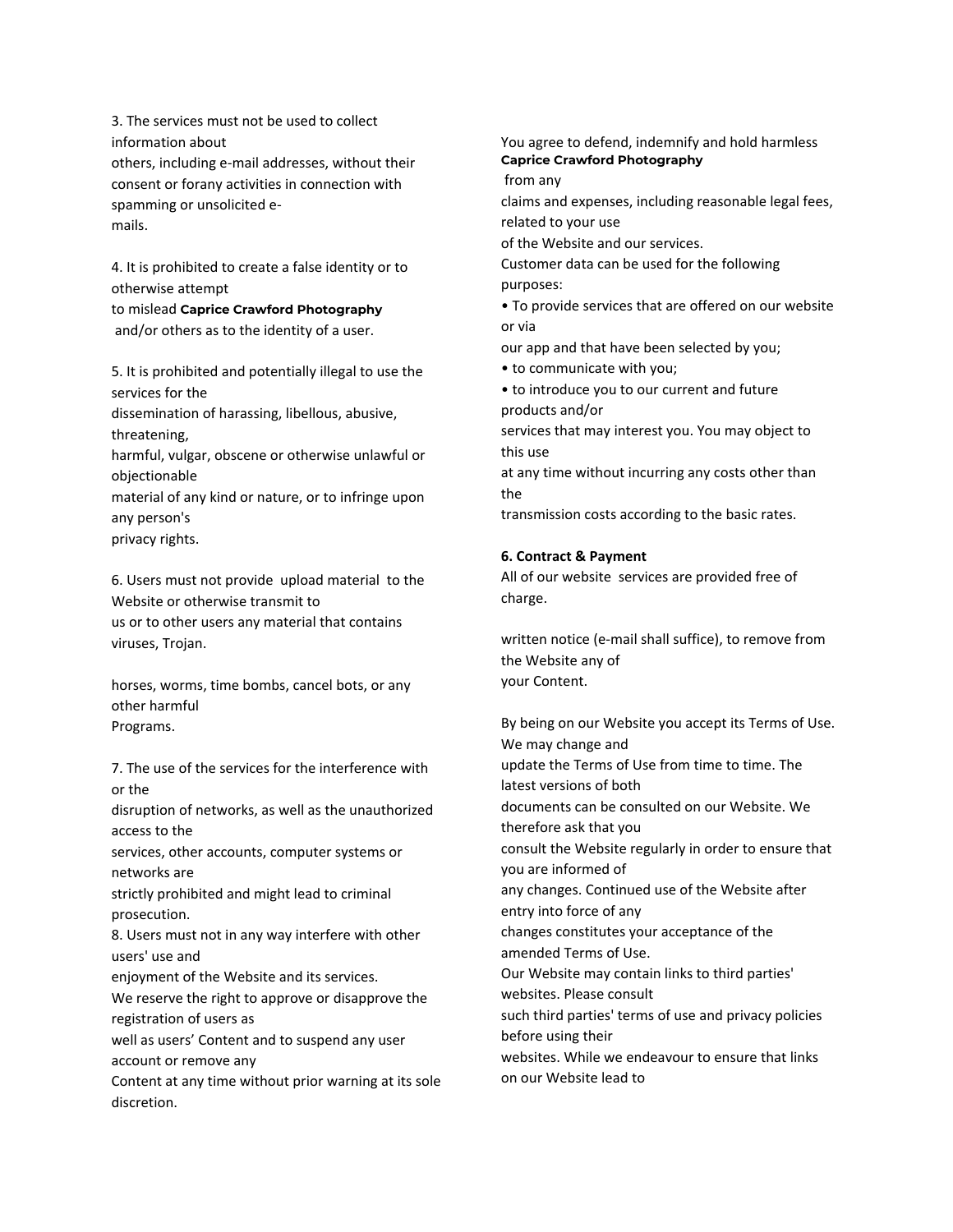3. The services must not be used to collect information about others, including e-mail addresses, without their consent or forany activities in connection with spamming or unsolicited e-mails.

4. It is prohibited to create a false identity or to otherwise attempt to mislead **Caprice Crawford Photography** and/or others as to the identity of a user.

5. It is prohibited and potentially illegal to use the services for the dissemination of harassing, libellous, abusive, threatening, harmful, vulgar, obscene or otherwise unlawful or objectionable material of any kind or nature, or to infringe upon any person's privacy rights.

6. Users must not provide upload material to the Website or otherwise transmit to us or to other users any material that contains viruses, Trojan.

horses, worms, time bombs, cancel bots, or any other harmful Programs.

7. The use of the services for the interference with or the disruption of networks, as well as the unauthorized access to the services, other accounts, computer systems or networks are strictly prohibited and might lead to criminal prosecution.

8. Users must not in any way interfere with other users' use and enjoyment of the Website and its services.

We reserve the right to approve or disapprove the registration of users as well as users' Content and to suspend any user account or remove any Content at any time without prior warning at its sole discretion.

You agree to defend, indemnify and hold harmless **Caprice Crawford Photography** from any claims and expenses, including reasonable legal fees, related to your use of the Website and our services.

Customer data can be used for the following purposes:

- To provide services that are offered on our website or via our app and that have been selected by you;
- to communicate with you;
- to introduce you to our current and future products and/or services that may interest you. You may object to this use at any time without incurring any costs other than the transmission costs according to the basic rates.

**6. Contract & Payment**

All of our website services are provided free of charge.

written notice (e-mail shall suffice), to remove from the Website any of your Content.

By being on our Website you accept its Terms of Use. We may change and update the Terms of Use from time to time. The latest versions of both documents can be consulted on our Website. We therefore ask that you consult the Website regularly in order to ensure that you are informed of any changes. Continued use of the Website after entry into force of any changes constitutes your acceptance of the amended Terms of Use.

Our Website may contain links to third parties' websites. Please consult such third parties' terms of use and privacy policies before using their websites. While we endeavour to ensure that links on our Website lead to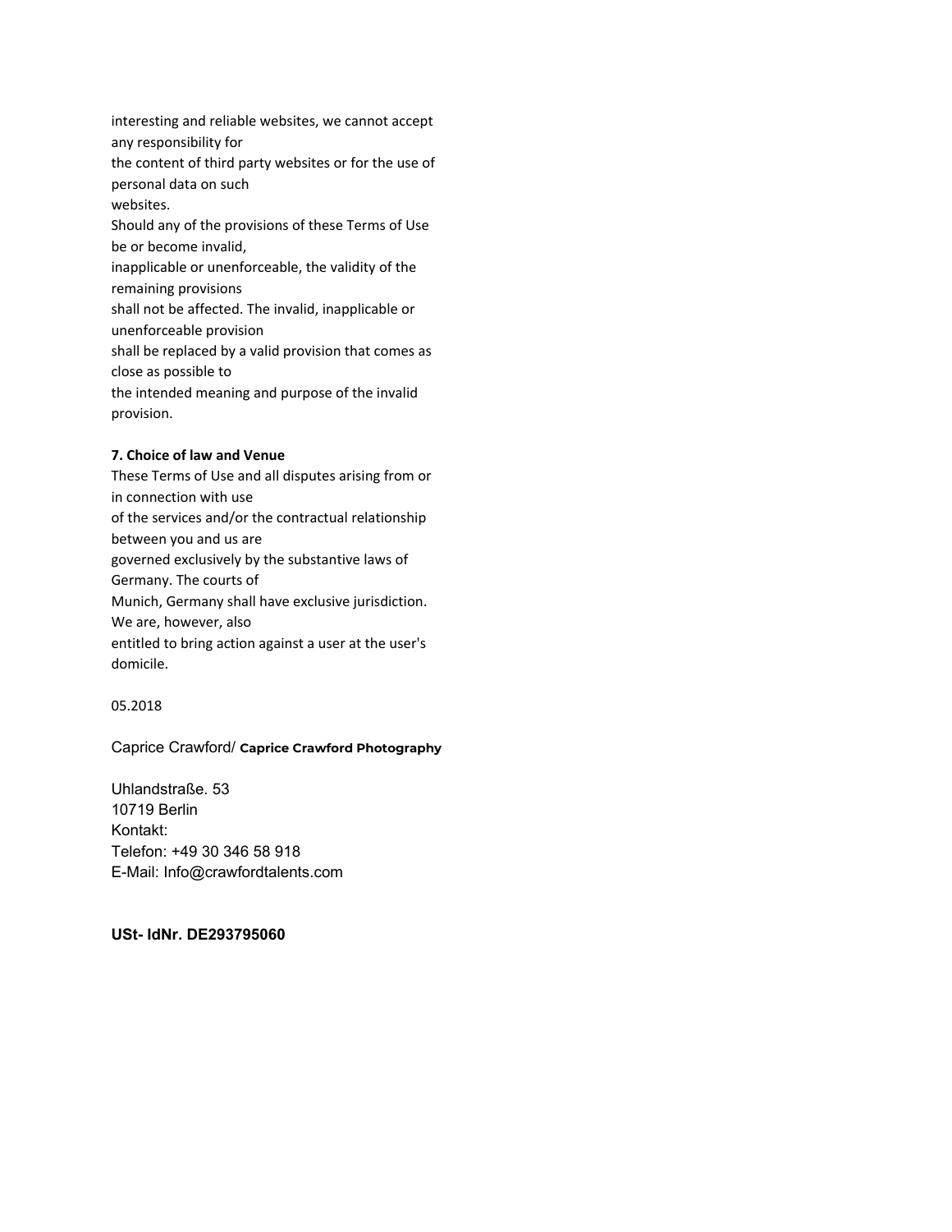interesting and reliable websites, we cannot accept any responsibility for the content of third party websites or for the use of personal data on such websites.

Should any of the provisions of these Terms of Use be or become invalid, inapplicable or unenforceable, the validity of the remaining provisions shall not be affected. The invalid, inapplicable or unenforceable provision shall be replaced by a valid provision that comes as close as possible to the intended meaning and purpose of the invalid provision.

**7. Choice of law and Venue**

These Terms of Use and all disputes arising from or in connection with use of the services and/or the contractual relationship between you and us are governed exclusively by the substantive laws of Germany. The courts of Munich, Germany shall have exclusive jurisdiction. We are, however, also entitled to bring action against a user at the user's domicile.

05.2018

Caprice Crawford/ **Caprice Crawford Photography**

Uhlandstraße. 53
10719 Berlin
Kontakt:
Telefon: +49 30 346 58 918
E-Mail: Info@crawfordtalents.com

**USt- IdNr. DE293795060**